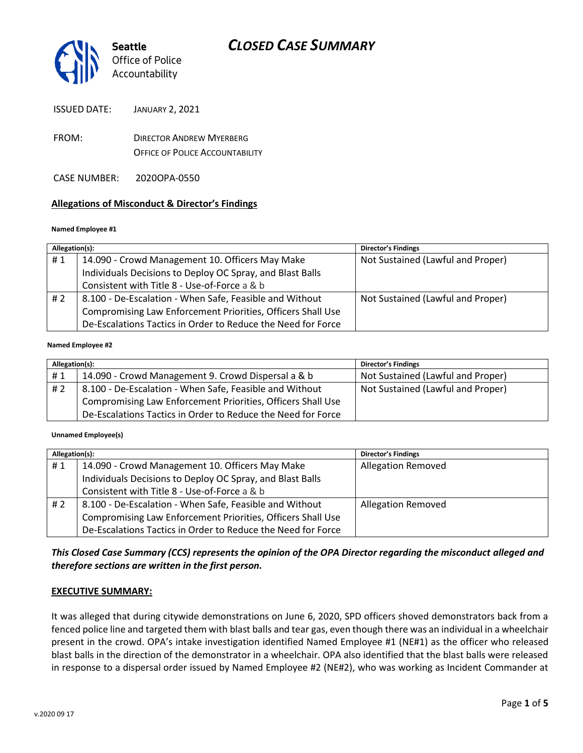# CLOSED CASE SUMMARY

Seattle Office of Police Accountability

ISSUED DATE: JANUARY 2, 2021

FROM: DIRECTOR ANDREW MYERBERG
OFFICE OF POLICE ACCOUNTABILITY

CASE NUMBER: 2020OPA-0550

## Allegations of Misconduct & Director's Findings

**Named Employee #1**

| Allegation(s): | | Director's Findings |
|---|---|---|
| # 1 | 14.090 - Crowd Management 10. Officers May Make Individuals Decisions to Deploy OC Spray, and Blast Balls Consistent with Title 8 - Use-of-Force a & b | Not Sustained (Lawful and Proper) |
| # 2 | 8.100 - De-Escalation - When Safe, Feasible and Without Compromising Law Enforcement Priorities, Officers Shall Use De-Escalations Tactics in Order to Reduce the Need for Force | Not Sustained (Lawful and Proper) |

**Named Employee #2**

| Allegation(s): | | Director's Findings |
|---|---|---|
| # 1 | 14.090 - Crowd Management 9. Crowd Dispersal a & b | Not Sustained (Lawful and Proper) |
| # 2 | 8.100 - De-Escalation - When Safe, Feasible and Without Compromising Law Enforcement Priorities, Officers Shall Use De-Escalations Tactics in Order to Reduce the Need for Force | Not Sustained (Lawful and Proper) |

**Unnamed Employee(s)**

| Allegation(s): | | Director's Findings |
|---|---|---|
| # 1 | 14.090 - Crowd Management 10. Officers May Make Individuals Decisions to Deploy OC Spray, and Blast Balls Consistent with Title 8 - Use-of-Force a & b | Allegation Removed |
| # 2 | 8.100 - De-Escalation - When Safe, Feasible and Without Compromising Law Enforcement Priorities, Officers Shall Use De-Escalations Tactics in Order to Reduce the Need for Force | Allegation Removed |

***This Closed Case Summary (CCS) represents the opinion of the OPA Director regarding the misconduct alleged and therefore sections are written in the first person.***

## EXECUTIVE SUMMARY:

It was alleged that during citywide demonstrations on June 6, 2020, SPD officers shoved demonstrators back from a fenced police line and targeted them with blast balls and tear gas, even though there was an individual in a wheelchair present in the crowd. OPA's intake investigation identified Named Employee #1 (NE#1) as the officer who released blast balls in the direction of the demonstrator in a wheelchair. OPA also identified that the blast balls were released in response to a dispersal order issued by Named Employee #2 (NE#2), who was working as Incident Commander at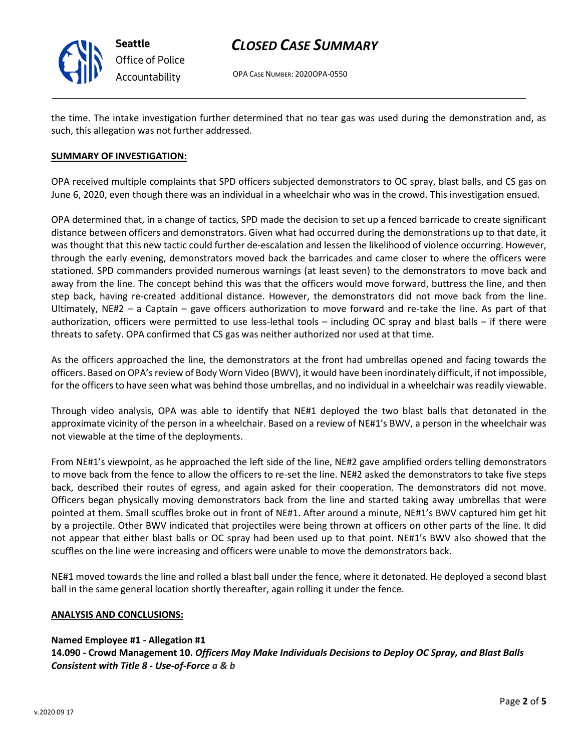the time. The intake investigation further determined that no tear gas was used during the demonstration and, as such, this allegation was not further addressed.

**SUMMARY OF INVESTIGATION:**

OPA received multiple complaints that SPD officers subjected demonstrators to OC spray, blast balls, and CS gas on June 6, 2020, even though there was an individual in a wheelchair who was in the crowd. This investigation ensued.

OPA determined that, in a change of tactics, SPD made the decision to set up a fenced barricade to create significant distance between officers and demonstrators. Given what had occurred during the demonstrations up to that date, it was thought that this new tactic could further de-escalation and lessen the likelihood of violence occurring. However, through the early evening, demonstrators moved back the barricades and came closer to where the officers were stationed. SPD commanders provided numerous warnings (at least seven) to the demonstrators to move back and away from the line. The concept behind this was that the officers would move forward, buttress the line, and then step back, having re-created additional distance. However, the demonstrators did not move back from the line. Ultimately, NE#2 – a Captain – gave officers authorization to move forward and re-take the line. As part of that authorization, officers were permitted to use less-lethal tools – including OC spray and blast balls – if there were threats to safety. OPA confirmed that CS gas was neither authorized nor used at that time.

As the officers approached the line, the demonstrators at the front had umbrellas opened and facing towards the officers. Based on OPA's review of Body Worn Video (BWV), it would have been inordinately difficult, if not impossible, for the officers to have seen what was behind those umbrellas, and no individual in a wheelchair was readily viewable.

Through video analysis, OPA was able to identify that NE#1 deployed the two blast balls that detonated in the approximate vicinity of the person in a wheelchair. Based on a review of NE#1's BWV, a person in the wheelchair was not viewable at the time of the deployments.

From NE#1's viewpoint, as he approached the left side of the line, NE#2 gave amplified orders telling demonstrators to move back from the fence to allow the officers to re-set the line. NE#2 asked the demonstrators to take five steps back, described their routes of egress, and again asked for their cooperation. The demonstrators did not move. Officers began physically moving demonstrators back from the line and started taking away umbrellas that were pointed at them. Small scuffles broke out in front of NE#1. After around a minute, NE#1's BWV captured him get hit by a projectile. Other BWV indicated that projectiles were being thrown at officers on other parts of the line. It did not appear that either blast balls or OC spray had been used up to that point. NE#1's BWV also showed that the scuffles on the line were increasing and officers were unable to move the demonstrators back.

NE#1 moved towards the line and rolled a blast ball under the fence, where it detonated. He deployed a second blast ball in the same general location shortly thereafter, again rolling it under the fence.

**ANALYSIS AND CONCLUSIONS:**

**Named Employee #1 - Allegation #1**
**14.090 - Crowd Management 10. *Officers May Make Individuals Decisions to Deploy OC Spray, and Blast Balls Consistent with Title 8 - Use-of-Force a & b***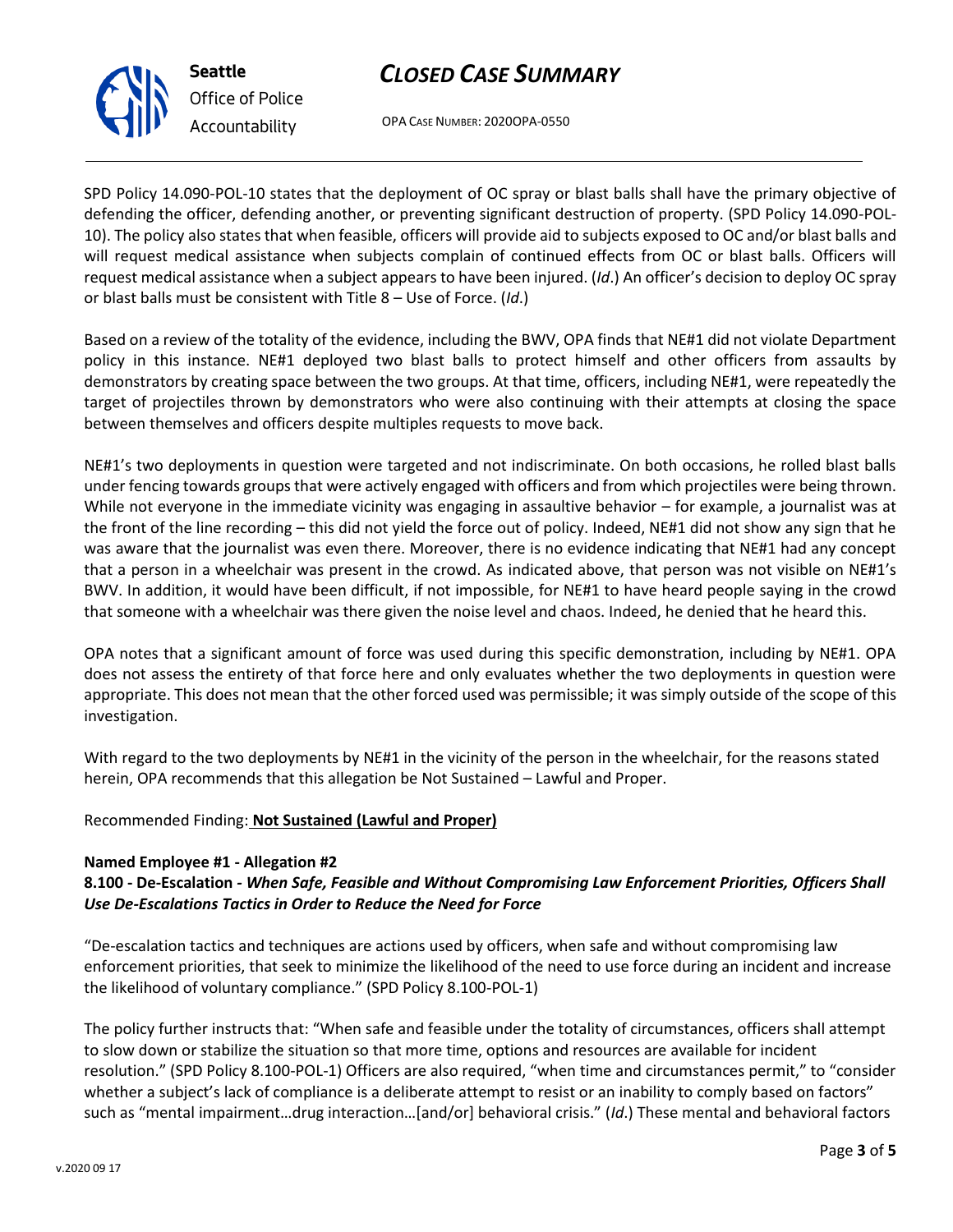SPD Policy 14.090-POL-10 states that the deployment of OC spray or blast balls shall have the primary objective of defending the officer, defending another, or preventing significant destruction of property. (SPD Policy 14.090-POL-10). The policy also states that when feasible, officers will provide aid to subjects exposed to OC and/or blast balls and will request medical assistance when subjects complain of continued effects from OC or blast balls. Officers will request medical assistance when a subject appears to have been injured. (*Id*.) An officer's decision to deploy OC spray or blast balls must be consistent with Title 8 – Use of Force. (*Id*.)

Based on a review of the totality of the evidence, including the BWV, OPA finds that NE#1 did not violate Department policy in this instance. NE#1 deployed two blast balls to protect himself and other officers from assaults by demonstrators by creating space between the two groups. At that time, officers, including NE#1, were repeatedly the target of projectiles thrown by demonstrators who were also continuing with their attempts at closing the space between themselves and officers despite multiples requests to move back.

NE#1's two deployments in question were targeted and not indiscriminate. On both occasions, he rolled blast balls under fencing towards groups that were actively engaged with officers and from which projectiles were being thrown. While not everyone in the immediate vicinity was engaging in assaultive behavior – for example, a journalist was at the front of the line recording – this did not yield the force out of policy. Indeed, NE#1 did not show any sign that he was aware that the journalist was even there. Moreover, there is no evidence indicating that NE#1 had any concept that a person in a wheelchair was present in the crowd. As indicated above, that person was not visible on NE#1's BWV. In addition, it would have been difficult, if not impossible, for NE#1 to have heard people saying in the crowd that someone with a wheelchair was there given the noise level and chaos. Indeed, he denied that he heard this.

OPA notes that a significant amount of force was used during this specific demonstration, including by NE#1. OPA does not assess the entirety of that force here and only evaluates whether the two deployments in question were appropriate. This does not mean that the other forced used was permissible; it was simply outside of the scope of this investigation.

With regard to the two deployments by NE#1 in the vicinity of the person in the wheelchair, for the reasons stated herein, OPA recommends that this allegation be Not Sustained – Lawful and Proper.

Recommended Finding: **Not Sustained (Lawful and Proper)**

**Named Employee #1 - Allegation #2**
**8.100 - De-Escalation -** ***When Safe, Feasible and Without Compromising Law Enforcement Priorities, Officers Shall Use De-Escalations Tactics in Order to Reduce the Need for Force***

"De-escalation tactics and techniques are actions used by officers, when safe and without compromising law enforcement priorities, that seek to minimize the likelihood of the need to use force during an incident and increase the likelihood of voluntary compliance." (SPD Policy 8.100-POL-1)

The policy further instructs that: "When safe and feasible under the totality of circumstances, officers shall attempt to slow down or stabilize the situation so that more time, options and resources are available for incident resolution." (SPD Policy 8.100-POL-1) Officers are also required, "when time and circumstances permit," to "consider whether a subject's lack of compliance is a deliberate attempt to resist or an inability to comply based on factors" such as "mental impairment…drug interaction…[and/or] behavioral crisis." (*Id*.) These mental and behavioral factors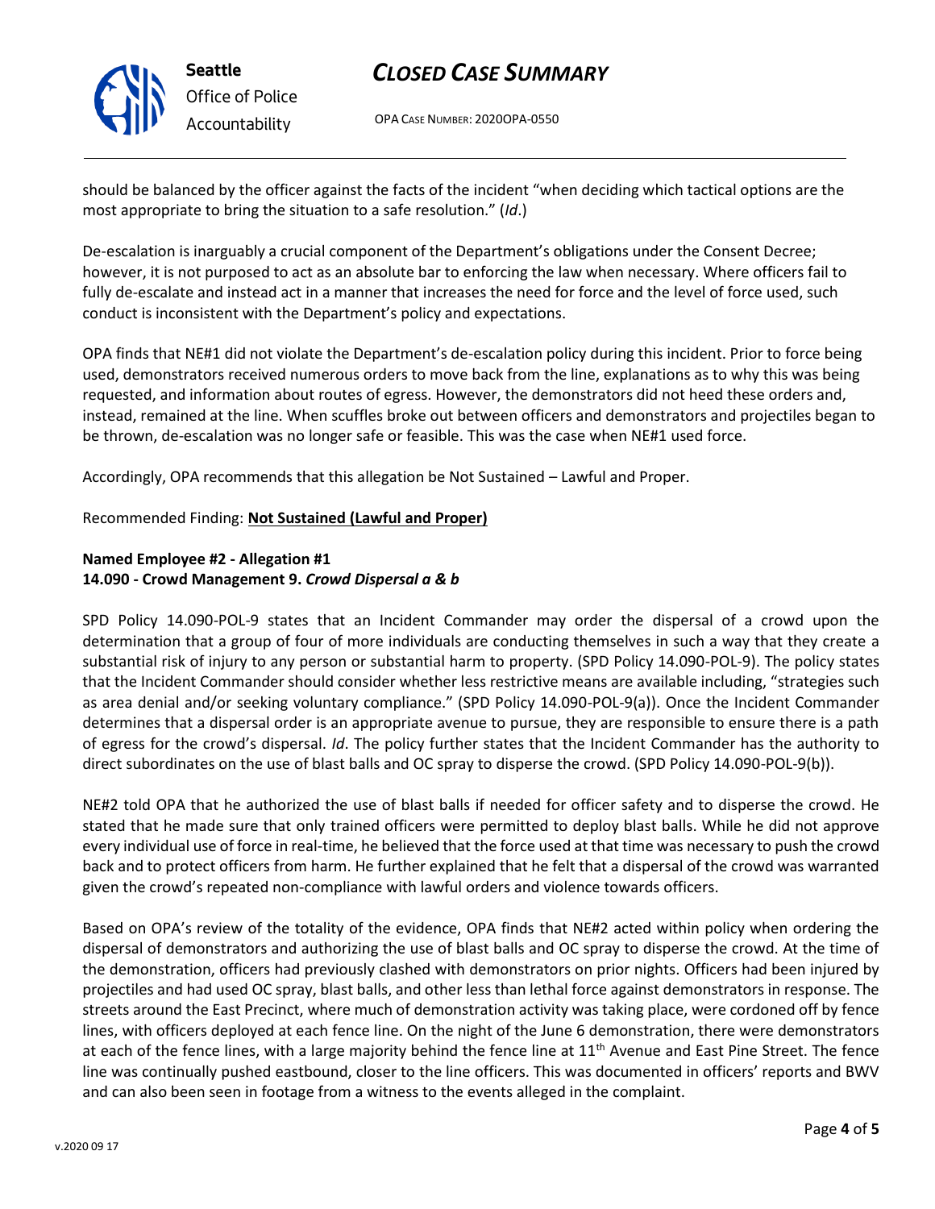should be balanced by the officer against the facts of the incident "when deciding which tactical options are the most appropriate to bring the situation to a safe resolution." (*Id*.)

De-escalation is inarguably a crucial component of the Department's obligations under the Consent Decree; however, it is not purposed to act as an absolute bar to enforcing the law when necessary. Where officers fail to fully de-escalate and instead act in a manner that increases the need for force and the level of force used, such conduct is inconsistent with the Department's policy and expectations.

OPA finds that NE#1 did not violate the Department's de-escalation policy during this incident. Prior to force being used, demonstrators received numerous orders to move back from the line, explanations as to why this was being requested, and information about routes of egress. However, the demonstrators did not heed these orders and, instead, remained at the line. When scuffles broke out between officers and demonstrators and projectiles began to be thrown, de-escalation was no longer safe or feasible. This was the case when NE#1 used force.

Accordingly, OPA recommends that this allegation be Not Sustained – Lawful and Proper.

Recommended Finding: **Not Sustained (Lawful and Proper)**

**Named Employee #2 - Allegation #1**
**14.090 - Crowd Management 9. *Crowd Dispersal a & b***

SPD Policy 14.090-POL-9 states that an Incident Commander may order the dispersal of a crowd upon the determination that a group of four of more individuals are conducting themselves in such a way that they create a substantial risk of injury to any person or substantial harm to property. (SPD Policy 14.090-POL-9). The policy states that the Incident Commander should consider whether less restrictive means are available including, "strategies such as area denial and/or seeking voluntary compliance." (SPD Policy 14.090-POL-9(a)). Once the Incident Commander determines that a dispersal order is an appropriate avenue to pursue, they are responsible to ensure there is a path of egress for the crowd's dispersal. *Id*. The policy further states that the Incident Commander has the authority to direct subordinates on the use of blast balls and OC spray to disperse the crowd. (SPD Policy 14.090-POL-9(b)).

NE#2 told OPA that he authorized the use of blast balls if needed for officer safety and to disperse the crowd. He stated that he made sure that only trained officers were permitted to deploy blast balls. While he did not approve every individual use of force in real-time, he believed that the force used at that time was necessary to push the crowd back and to protect officers from harm. He further explained that he felt that a dispersal of the crowd was warranted given the crowd's repeated non-compliance with lawful orders and violence towards officers.

Based on OPA's review of the totality of the evidence, OPA finds that NE#2 acted within policy when ordering the dispersal of demonstrators and authorizing the use of blast balls and OC spray to disperse the crowd. At the time of the demonstration, officers had previously clashed with demonstrators on prior nights. Officers had been injured by projectiles and had used OC spray, blast balls, and other less than lethal force against demonstrators in response. The streets around the East Precinct, where much of demonstration activity was taking place, were cordoned off by fence lines, with officers deployed at each fence line. On the night of the June 6 demonstration, there were demonstrators at each of the fence lines, with a large majority behind the fence line at 11th Avenue and East Pine Street. The fence line was continually pushed eastbound, closer to the line officers. This was documented in officers' reports and BWV and can also been seen in footage from a witness to the events alleged in the complaint.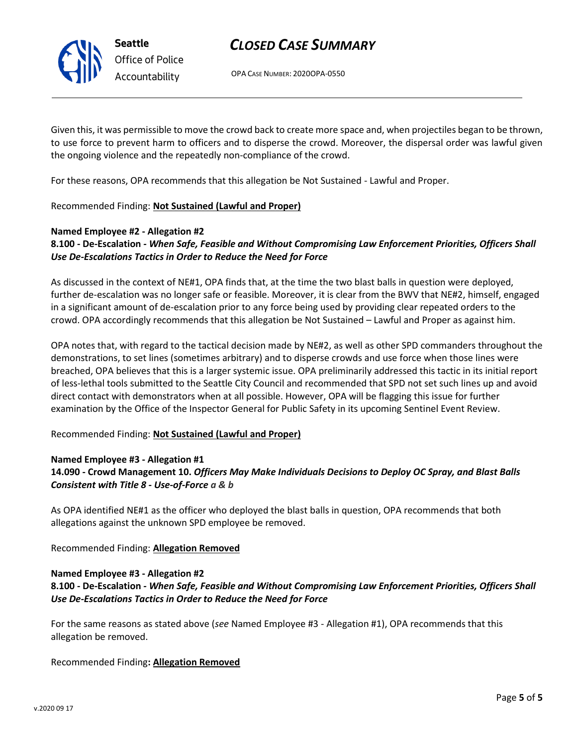Given this, it was permissible to move the crowd back to create more space and, when projectiles began to be thrown, to use force to prevent harm to officers and to disperse the crowd. Moreover, the dispersal order was lawful given the ongoing violence and the repeatedly non-compliance of the crowd.

For these reasons, OPA recommends that this allegation be Not Sustained - Lawful and Proper.

Recommended Finding: **Not Sustained (Lawful and Proper)**

**Named Employee #2 - Allegation #2**
**8.100 - De-Escalation -** ***When Safe, Feasible and Without Compromising Law Enforcement Priorities, Officers Shall Use De-Escalations Tactics in Order to Reduce the Need for Force***

As discussed in the context of NE#1, OPA finds that, at the time the two blast balls in question were deployed, further de-escalation was no longer safe or feasible. Moreover, it is clear from the BWV that NE#2, himself, engaged in a significant amount of de-escalation prior to any force being used by providing clear repeated orders to the crowd. OPA accordingly recommends that this allegation be Not Sustained – Lawful and Proper as against him.

OPA notes that, with regard to the tactical decision made by NE#2, as well as other SPD commanders throughout the demonstrations, to set lines (sometimes arbitrary) and to disperse crowds and use force when those lines were breached, OPA believes that this is a larger systemic issue. OPA preliminarily addressed this tactic in its initial report of less-lethal tools submitted to the Seattle City Council and recommended that SPD not set such lines up and avoid direct contact with demonstrators when at all possible. However, OPA will be flagging this issue for further examination by the Office of the Inspector General for Public Safety in its upcoming Sentinel Event Review.

Recommended Finding: **Not Sustained (Lawful and Proper)**

**Named Employee #3 - Allegation #1**
**14.090 - Crowd Management 10.** ***Officers May Make Individuals Decisions to Deploy OC Spray, and Blast Balls Consistent with Title 8 - Use-of-Force a & b***

As OPA identified NE#1 as the officer who deployed the blast balls in question, OPA recommends that both allegations against the unknown SPD employee be removed.

Recommended Finding: **Allegation Removed**

**Named Employee #3 - Allegation #2**
**8.100 - De-Escalation -** ***When Safe, Feasible and Without Compromising Law Enforcement Priorities, Officers Shall Use De-Escalations Tactics in Order to Reduce the Need for Force***

For the same reasons as stated above (*see* Named Employee #3 - Allegation #1), OPA recommends that this allegation be removed.

Recommended Finding**: Allegation Removed**